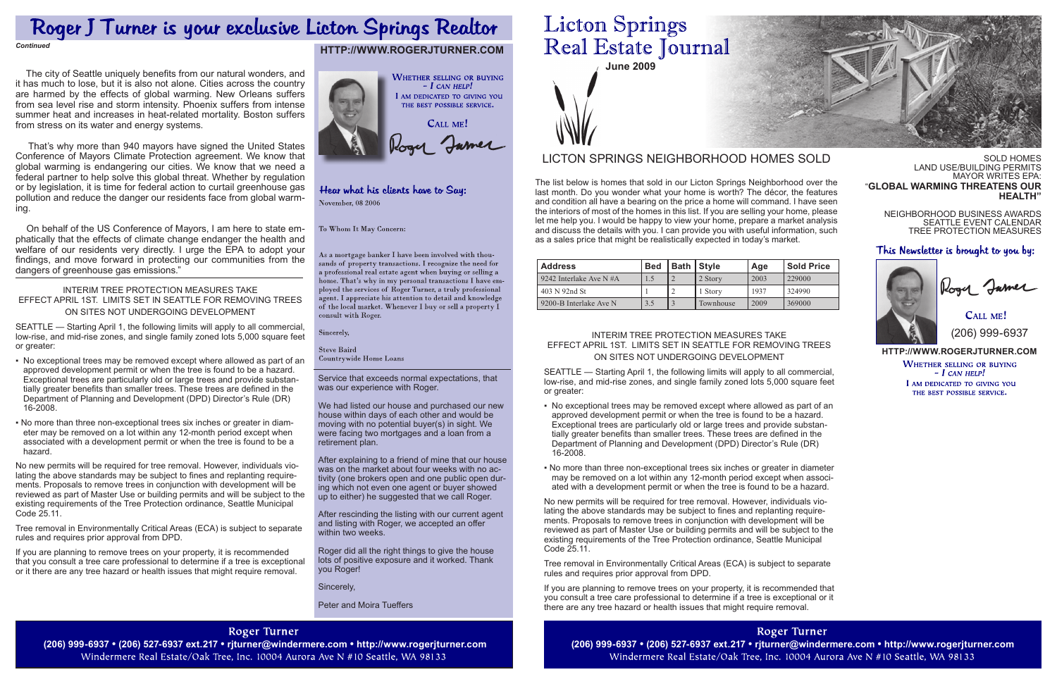# Roger J Turner is your exclusive Licton Springs Realtor

*Continued*

The city of Seattle uniquely benefits from our natural wonders, and it has much to lose, but it is also not alone. Cities across the country are harmed by the effects of global warming. New Orleans suffers from sea level rise and storm intensity. Phoenix suffers from intense summer heat and increases in heat-related mortality. Boston suffers from stress on its water and energy systems.

That's why more than 940 mayors have signed the United States Conference of Mayors Climate Protection agreement. We know that global warming is endangering our cities. We know that we need a federal partner to help solve this global threat. Whether by regulation or by legislation, it is time for federal action to curtail greenhouse gas pollution and reduce the danger our residents face from global warming.

On behalf of the US Conference of Mayors, I am here to state emphatically that the effects of climate change endanger the health and welfare of our residents very directly. I urge the EPA to adopt your findings, and move forward in protecting our communities from the dangers of greenhouse gas emissions."

### INTERIM TREE PROTECTION MEASURES TAKE EFFECT APRIL 1ST. LIMITS SET IN SEATTLE FOR REMOVING TREES ON SITES NOT UNDERGOING DEVELOPMENT

SEATTLE — Starting April 1, the following limits will apply to all commercial, low-rise, and mid-rise zones, and single family zoned lots 5,000 square feet or greater:

- No exceptional trees may be removed except where allowed as part of an approved development permit or when the tree is found to be a hazard. Exceptional trees are particularly old or large trees and provide substantially greater benefits than smaller trees. These trees are defined in the Department of Planning and Development (DPD) Director's Rule (DR) 16-2008.
- No more than three non-exceptional trees six inches or greater in diameter may be removed on a lot within any 12-month period except when associated with a development permit or when the tree is found to be a hazard.

No new permits will be required for tree removal. However, individuals violating the above standards may be subject to fines and replanting requirements. Proposals to remove trees in conjunction with development will be reviewed as part of Master Use or building permits and will be subject to the existing requirements of the Tree Protection ordinance, Seattle Municipal Code 25.11.

Tree removal in Environmentally Critical Areas (ECA) is subject to separate rules and requires prior approval from DPD.

If you are planning to remove trees on your property, it is recommended that you consult a tree care professional to determine if a tree is exceptional or it there are any tree hazard or health issues that might require removal.

**HTTP://WWW.ROGERJTURNER.COM**

WHETHER SELLING OR BUYING – I CAN HELP!
I AM DEDICATED TO GIVING YOU THE BEST POSSIBLE SERVICE.

CALL ME!

Roger Turner

## Hear what his clients have to Say:

November, 08 2006

To Whom It May Concern:

As a mortgage banker I have been involved with thousands of property transactions. I recognize the need for a professional real estate agent when buying or selling a home. That's why in my personal transactions I have employed the services of Roger Turner, a truly professional agent. I appreciate his attention to detail and knowledge of the local market. Whenever I buy or sell a property I consult with Roger.

Sincerely,

Steve Baird
Countrywide Home Loans

Service that exceeds normal expectations, that was our experience with Roger.

We had listed our house and purchased our new house within days of each other and would be moving with no potential buyer(s) in sight. We were facing two mortgages and a loan from a retirement plan.

After explaining to a friend of mine that our house was on the market about four weeks with no activity (one brokers open and one public open during which not even one agent or buyer showed up to either) he suggested that we call Roger.

After rescinding the listing with our current agent and listing with Roger, we accepted an offer within two weeks.

Roger did all the right things to give the house lots of positive exposure and it worked. Thank you Roger!

Sincerely,

Peter and Moira Tueffers

**Roger Turner**
**(206) 999-6937 • (206) 527-6937 ext.217 • rjturner@windermere.com • http://www.rogerjturner.com**
Windermere Real Estate/Oak Tree, Inc. 10004 Aurora Ave N #10 Seattle, WA 98133

# Licton Springs Real Estate Journal

**June 2009**

## LICTON SPRINGS NEIGHBORHOOD HOMES SOLD

The list below is homes that sold in our Licton Springs Neighborhood over the last month. Do you wonder what your home is worth? The décor, the features and condition all have a bearing on the price a home will command. I have seen the interiors of most of the homes in this list. If you are selling your home, please let me help you. I would be happy to view your home, prepare a market analysis and discuss the details with you. I can provide you with useful information, such as a sales price that might be realistically expected in today's market.

| Address | Bed | Bath | Style | Age | Sold Price |
|---|---|---|---|---|---|
| 9242 Interlake Ave N #A | 1.5 | 2 | 2 Story | 2003 | 229000 |
| 403 N 92nd St | 1 | 2 | 1 Story | 1937 | 324990 |
| 9200-B Interlake Ave N | 3.5 | 3 | Townhouse | 2009 | 369000 |

SOLD HOMES
LAND USE/BUILDING PERMITS
MAYOR WRITES EPA:
"**GLOBAL WARMING THREATENS OUR HEALTH"**

NEIGHBORHOOD BUSINESS AWARDS
SEATTLE EVENT CALENDAR
TREE PROTECTION MEASURES

### INTERIM TREE PROTECTION MEASURES TAKE EFFECT APRIL 1ST. LIMITS SET IN SEATTLE FOR REMOVING TREES ON SITES NOT UNDERGOING DEVELOPMENT

SEATTLE — Starting April 1, the following limits will apply to all commercial, low-rise, and mid-rise zones, and single family zoned lots 5,000 square feet or greater:

- No exceptional trees may be removed except where allowed as part of an approved development permit or when the tree is found to be a hazard. Exceptional trees are particularly old or large trees and provide substantially greater benefits than smaller trees. These trees are defined in the Department of Planning and Development (DPD) Director's Rule (DR) 16-2008.
- No more than three non-exceptional trees six inches or greater in diameter may be removed on a lot within any 12-month period except when associated with a development permit or when the tree is found to be a hazard.

No new permits will be required for tree removal. However, individuals violating the above standards may be subject to fines and replanting requirements. Proposals to remove trees in conjunction with development will be reviewed as part of Master Use or building permits and will be subject to the existing requirements of the Tree Protection ordinance, Seattle Municipal Code 25.11.

Tree removal in Environmentally Critical Areas (ECA) is subject to separate rules and requires prior approval from DPD.

If you are planning to remove trees on your property, it is recommended that you consult a tree care professional to determine if a tree is exceptional or it there are any tree hazard or health issues that might require removal.

### This Newsletter is brought to you by:

Roger Turner

CALL ME!
(206) 999-6937

**HTTP://WWW.ROGERJTURNER.COM**

WHETHER SELLING OR BUYING – I CAN HELP!
I AM DEDICATED TO GIVING YOU THE BEST POSSIBLE SERVICE.

**Roger Turner**
**(206) 999-6937 • (206) 527-6937 ext.217 • rjturner@windermere.com • http://www.rogerjturner.com**
Windermere Real Estate/Oak Tree, Inc. 10004 Aurora Ave N #10 Seattle, WA 98133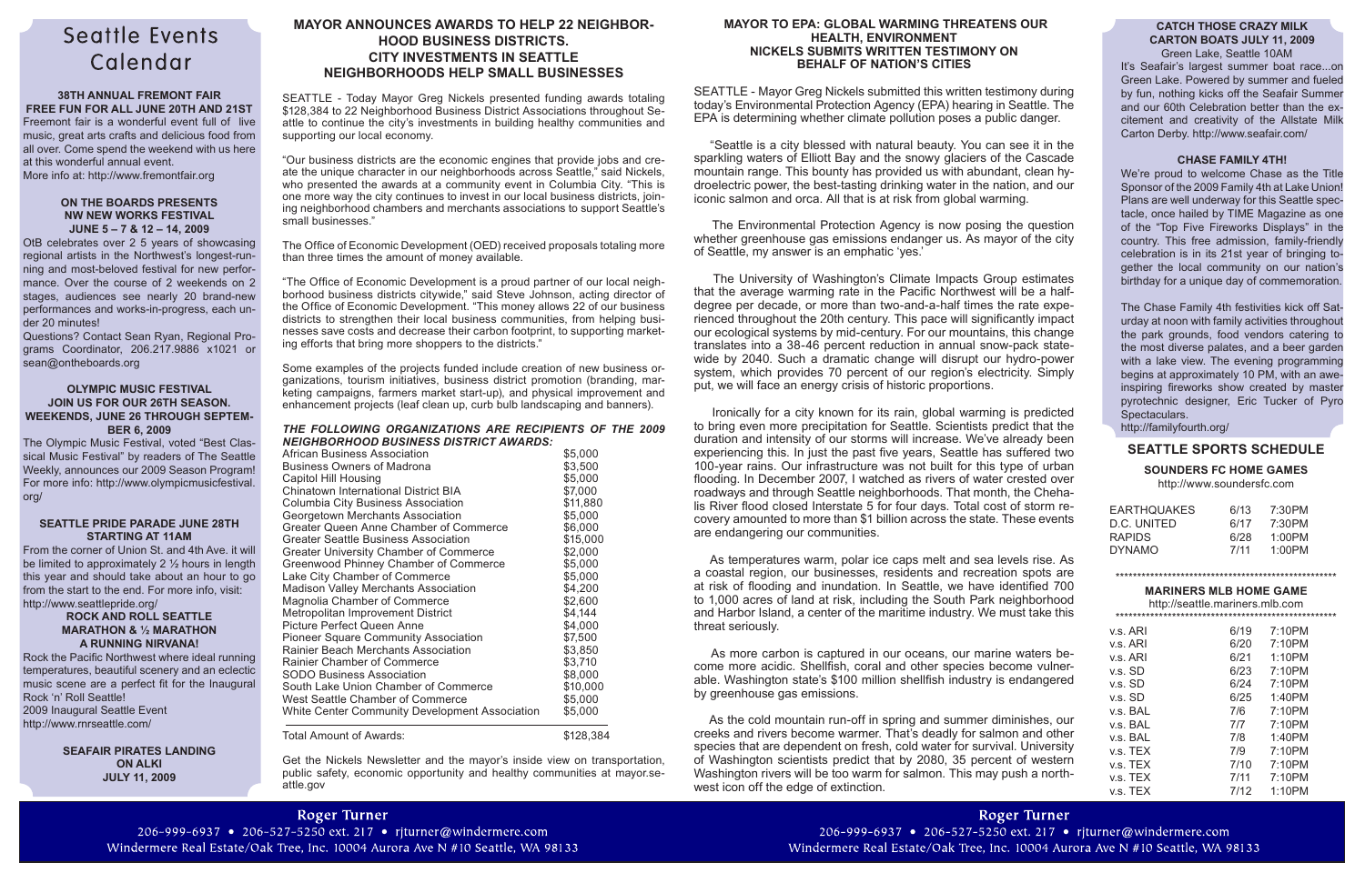# Seattle Events Calendar

### 38TH ANNUAL FREMONT FAIR FREE FUN FOR ALL JUNE 20TH AND 21ST

Freemont fair is a wonderful event full of live music, great arts crafts and delicious food from all over. Come spend the weekend with us here at this wonderful annual event.

More info at: http://www.fremontfair.org

### ON THE BOARDS PRESENTS NW NEW WORKS FESTIVAL JUNE 5 – 7 & 12 – 14, 2009

OtB celebrates over 2 5 years of showcasing regional artists in the Northwest's longest-running and most-beloved festival for new performance. Over the course of 2 weekends on 2 stages, audiences see nearly 20 brand-new performances and works-in-progress, each under 20 minutes!

Questions? Contact Sean Ryan, Regional Programs Coordinator, 206.217.9886 x1021 or sean@ontheboards.org

### OLYMPIC MUSIC FESTIVAL JOIN US FOR OUR 26TH SEASON. WEEKENDS, JUNE 26 THROUGH SEPTEMBER 6, 2009

The Olympic Music Festival, voted "Best Classical Music Festival" by readers of The Seattle Weekly, announces our 2009 Season Program! For more info: http://www.olympicmusicfestival.org/

### SEATTLE PRIDE PARADE JUNE 28TH STARTING AT 11AM

From the corner of Union St. and 4th Ave. it will be limited to approximately 2 ½ hours in length this year and should take about an hour to go from the start to the end. For more info, visit: http://www.seattlepride.org/

### ROCK AND ROLL SEATTLE MARATHON & ½ MARATHON A RUNNING NIRVANA!

Rock the Pacific Northwest where ideal running temperatures, beautiful scenery and an eclectic music scene are a perfect fit for the Inaugural Rock 'n' Roll Seattle!

2009 Inaugural Seattle Event

http://www.rnrseattle.com/

### SEAFAIR PIRATES LANDING ON ALKI JULY 11, 2009

## MAYOR ANNOUNCES AWARDS TO HELP 22 NEIGHBORHOOD BUSINESS DISTRICTS. CITY INVESTMENTS IN SEATTLE NEIGHBORHOODS HELP SMALL BUSINESSES

SEATTLE - Today Mayor Greg Nickels presented funding awards totaling $128,384 to 22 Neighborhood Business District Associations throughout Seattle to continue the city's investments in building healthy communities and supporting our local economy.

"Our business districts are the economic engines that provide jobs and create the unique character in our neighborhoods across Seattle," said Nickels, who presented the awards at a community event in Columbia City. "This is one more way the city continues to invest in our local business districts, joining neighborhood chambers and merchants associations to support Seattle's small businesses."

The Office of Economic Development (OED) received proposals totaling more than three times the amount of money available.

"The Office of Economic Development is a proud partner of our local neighborhood business districts citywide," said Steve Johnson, acting director of the Office of Economic Development. "This money allows 22 of our business districts to strengthen their local business communities, from helping businesses save costs and decrease their carbon footprint, to supporting marketing efforts that bring more shoppers to the districts."

Some examples of the projects funded include creation of new business organizations, tourism initiatives, business district promotion (branding, marketing campaigns, farmers market start-up), and physical improvement and enhancement projects (leaf clean up, curb bulb landscaping and banners).

***THE FOLLOWING ORGANIZATIONS ARE RECIPIENTS OF THE 2009 NEIGHBORHOOD BUSINESS DISTRICT AWARDS:***

| | |
|---|---|
| African Business Association | $5,000 |
| Business Owners of Madrona | $3,500 |
| Capitol Hill Housing | $5,000 |
| Chinatown International District BIA | $7,000 |
| Columbia City Business Association | $11,880 |
| Georgetown Merchants Association | $5,000 |
| Greater Queen Anne Chamber of Commerce | $6,000 |
| Greater Seattle Business Association | $15,000 |
| Greater University Chamber of Commerce | $2,000 |
| Greenwood Phinney Chamber of Commerce | $5,000 |
| Lake City Chamber of Commerce | $5,000 |
| Madison Valley Merchants Association | $4,200 |
| Magnolia Chamber of Commerce | $2,600 |
| Metropolitan Improvement District | $4,144 |
| Picture Perfect Queen Anne | $4,000 |
| Pioneer Square Community Association | $7,500 |
| Rainier Beach Merchants Association | $3,850 |
| Rainier Chamber of Commerce | $3,710 |
| SODO Business Association | $8,000 |
| South Lake Union Chamber of Commerce | $10,000 |
| West Seattle Chamber of Commerce | $5,000 |
| White Center Community Development Association | $5,000 |
| Total Amount of Awards: | $128,384 |

Get the Nickels Newsletter and the mayor's inside view on transportation, public safety, economic opportunity and healthy communities at mayor.seattle.gov

## MAYOR TO EPA: GLOBAL WARMING THREATENS OUR HEALTH, ENVIRONMENT NICKELS SUBMITS WRITTEN TESTIMONY ON BEHALF OF NATION'S CITIES

SEATTLE - Mayor Greg Nickels submitted this written testimony during today's Environmental Protection Agency (EPA) hearing in Seattle. The EPA is determining whether climate pollution poses a public danger.

"Seattle is a city blessed with natural beauty. You can see it in the sparkling waters of Elliott Bay and the snowy glaciers of the Cascade mountain range. This bounty has provided us with abundant, clean hydroelectric power, the best-tasting drinking water in the nation, and our iconic salmon and orca. All that is at risk from global warming.

The Environmental Protection Agency is now posing the question whether greenhouse gas emissions endanger us. As mayor of the city of Seattle, my answer is an emphatic 'yes.'

The University of Washington's Climate Impacts Group estimates that the average warming rate in the Pacific Northwest will be a half-degree per decade, or more than two-and-a-half times the rate experienced throughout the 20th century. This pace will significantly impact our ecological systems by mid-century. For our mountains, this change translates into a 38-46 percent reduction in annual snow-pack statewide by 2040. Such a dramatic change will disrupt our hydro-power system, which provides 70 percent of our region's electricity. Simply put, we will face an energy crisis of historic proportions.

Ironically for a city known for its rain, global warming is predicted to bring even more precipitation for Seattle. Scientists predict that the duration and intensity of our storms will increase. We've already been experiencing this. In just the past five years, Seattle has suffered two 100-year rains. Our infrastructure was not built for this type of urban flooding. In December 2007, I watched as rivers of water crested over roadways and through Seattle neighborhoods. That month, the Chehalis River flood closed Interstate 5 for four days. Total cost of storm recovery amounted to more than $1 billion across the state. These events are endangering our communities.

As temperatures warm, polar ice caps melt and sea levels rise. As a coastal region, our businesses, residents and recreation spots are at risk of flooding and inundation. In Seattle, we have identified 700 to 1,000 acres of land at risk, including the South Park neighborhood and Harbor Island, a center of the maritime industry. We must take this threat seriously.

As more carbon is captured in our oceans, our marine waters become more acidic. Shellfish, coral and other species become vulnerable. Washington state's $100 million shellfish industry is endangered by greenhouse gas emissions.

As the cold mountain run-off in spring and summer diminishes, our creeks and rivers become warmer. That's deadly for salmon and other species that are dependent on fresh, cold water for survival. University of Washington scientists predict that by 2080, 35 percent of western Washington rivers will be too warm for salmon. This may push a northwest icon off the edge of extinction.

### CATCH THOSE CRAZY MILK CARTON BOATS JULY 11, 2009

Green Lake, Seattle 10AM

It's Seafair's largest summer boat race...on Green Lake. Powered by summer and fueled by fun, nothing kicks off the Seafair Summer and our 60th Celebration better than the excitement and creativity of the Allstate Milk Carton Derby. http://www.seafair.com/

### CHASE FAMILY 4TH!

We're proud to welcome Chase as the Title Sponsor of the 2009 Family 4th at Lake Union! Plans are well underway for this Seattle spectacle, once hailed by TIME Magazine as one of the "Top Five Fireworks Displays" in the country. This free admission, family-friendly celebration is in its 21st year of bringing together the local community on our nation's birthday for a unique day of commemoration.

The Chase Family 4th festivities kick off Saturday at noon with family activities throughout the park grounds, food vendors catering to the most diverse palates, and a beer garden with a lake view. The evening programming begins at approximately 10 PM, with an awe-inspiring fireworks show created by master pyrotechnic designer, Eric Tucker of Pyro Spectaculars.

http://familyfourth.org/

## SEATTLE SPORTS SCHEDULE

### SOUNDERS FC HOME GAMES

http://www.soundersfc.com

| | | |
|---|---|---|
| EARTHQUAKES | 6/13 | 7:30PM |
| D.C. UNITED | 6/17 | 7:30PM |
| RAPIDS | 6/28 | 1:00PM |
| DYNAMO | 7/11 | 1:00PM |

### MARINERS MLB HOME GAME

http://seattle.mariners.mlb.com

| | | |
|---|---|---|
| v.s. ARI | 6/19 | 7:10PM |
| v.s. ARI | 6/20 | 7:10PM |
| v.s. ARI | 6/21 | 1:10PM |
| v.s. SD | 6/23 | 7:10PM |
| v.s. SD | 6/24 | 7:10PM |
| v.s. SD | 6/25 | 1:40PM |
| v.s. BAL | 7/6 | 7:10PM |
| v.s. BAL | 7/7 | 7:10PM |
| v.s. BAL | 7/8 | 1:40PM |
| v.s. TEX | 7/9 | 7:10PM |
| v.s. TEX | 7/10 | 7:10PM |
| v.s. TEX | 7/11 | 7:10PM |
| v.s. TEX | 7/12 | 1:10PM |

**Roger Turner**

206-999-6937 • 206-527-5250 ext. 217 • rjturner@windermere.com

Windermere Real Estate/Oak Tree, Inc. 10004 Aurora Ave N #10 Seattle, WA 98133